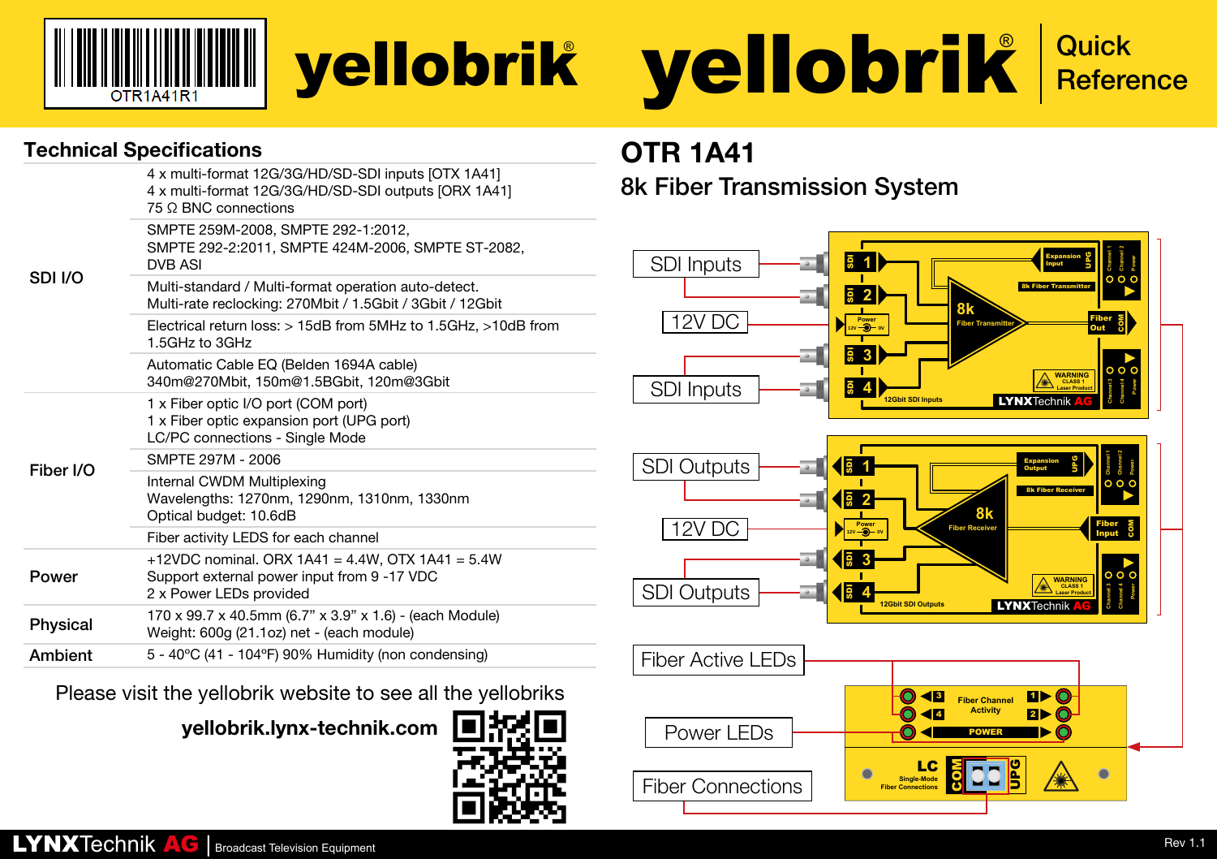OTR1A41R1

# yellobrik®

# yellobrik® Quick Reference

## Technical Specifications

| | |
|---|---|
| SDI I/O | 4 x multi-format 12G/3G/HD/SD-SDI inputs [OTX 1A41]<br>4 x multi-format 12G/3G/HD/SD-SDI outputs [ORX 1A41]<br>75 Ω BNC connections |
| | SMPTE 259M-2008, SMPTE 292-1:2012,<br>SMPTE 292-2:2011, SMPTE 424M-2006, SMPTE ST-2082,<br>DVB ASI |
| | Multi-standard / Multi-format operation auto-detect.<br>Multi-rate reclocking: 270Mbit / 1.5Gbit / 3Gbit / 12Gbit |
| | Electrical return loss: > 15dB from 5MHz to 1.5GHz, >10dB from 1.5GHz to 3GHz |
| | Automatic Cable EQ (Belden 1694A cable)<br>340m@270Mbit, 150m@1.5BGbit, 120m@3Gbit |
| Fiber I/O | 1 x Fiber optic I/O port (COM port)<br>1 x Fiber optic expansion port (UPG port)<br>LC/PC connections - Single Mode |
| | SMPTE 297M - 2006 |
| | Internal CWDM Multiplexing<br>Wavelengths: 1270nm, 1290nm, 1310nm, 1330nm<br>Optical budget: 10.6dB |
| | Fiber activity LEDS for each channel |
| Power | +12VDC nominal. ORX 1A41 = 4.4W, OTX 1A41 = 5.4W<br>Support external power input from 9 -17 VDC<br>2 x Power LEDs provided |
| Physical | 170 x 99.7 x 40.5mm (6.7" x 3.9" x 1.6) - (each Module)<br>Weight: 600g (21.1oz) net - (each module) |
| Ambient | 5 - 40ºC (41 - 104ºF) 90% Humidity (non condensing) |

Please visit the yellobrik website to see all the yellobriks

**yellobrik.lynx-technik.com**

## OTR 1A41

## 8k Fiber Transmission System

SDI Inputs

12V DC

SDI Inputs

SDI 1, SDI 2, Power 12V 0V, SDI 3, SDI 4

8k Fiber Transmitter

Expansion Input UPG

Fiber Out COM

12Gbit SDI Inputs

WARNING CLASS 1 Laser Product

LYNXTechnik AG

Channel 1, Channel 2, Power, Channel 3, Channel 4, Power

SDI Outputs

12V DC

SDI Outputs

SDI 1, SDI 2, Power 12V 0V, SDI 3, SDI 4

8k Fiber Receiver

Expansion Output UPG

Fiber Input COM

12Gbit SDI Outputs

WARNING CLASS 1 Laser Product

LYNXTechnik AG

Fiber Active LEDs

Power LEDs

Fiber Connections

3, 4, Fiber Channel Activity, 1, 2, POWER

LC Single-Mode Fiber Connections

COM UPG

LYNXTechnik AG | Broadcast Television Equipment

Rev 1.1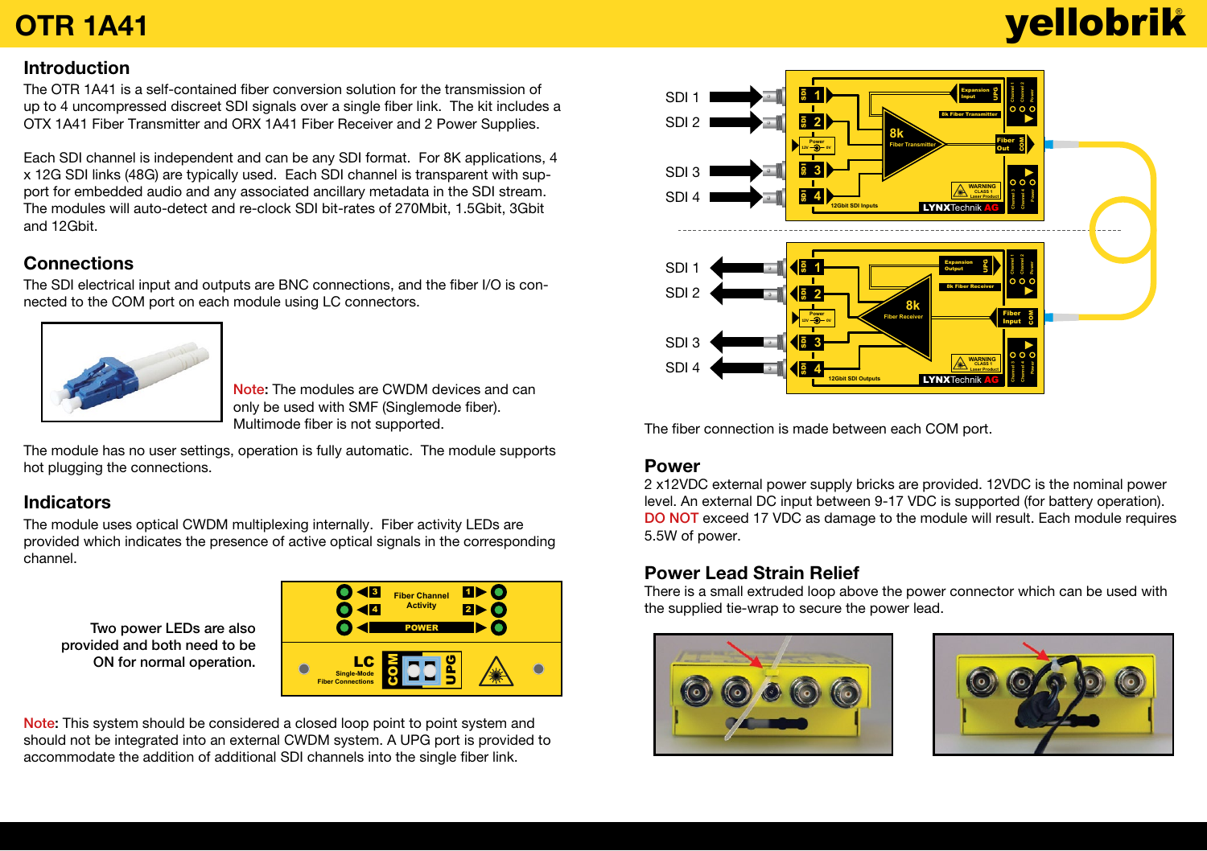# OTR 1A41

## Introduction

The OTR 1A41 is a self-contained fiber conversion solution for the transmission of up to 4 uncompressed discreet SDI signals over a single fiber link. The kit includes a OTX 1A41 Fiber Transmitter and ORX 1A41 Fiber Receiver and 2 Power Supplies.

Each SDI channel is independent and can be any SDI format. For 8K applications, 4 x 12G SDI links (48G) are typically used. Each SDI channel is transparent with support for embedded audio and any associated ancillary metadata in the SDI stream. The modules will auto-detect and re-clock SDI bit-rates of 270Mbit, 1.5Gbit, 3Gbit and 12Gbit.

## Connections

The SDI electrical input and outputs are BNC connections, and the fiber I/O is connected to the COM port on each module using LC connectors.

Note: The modules are CWDM devices and can only be used with SMF (Singlemode fiber). Multimode fiber is not supported.

The module has no user settings, operation is fully automatic. The module supports hot plugging the connections.

## Indicators

The module uses optical CWDM multiplexing internally. Fiber activity LEDs are provided which indicates the presence of active optical signals in the corresponding channel.

Two power LEDs are also provided and both need to be ON for normal operation.

Note: This system should be considered a closed loop point to point system and should not be integrated into an external CWDM system. A UPG port is provided to accommodate the addition of additional SDI channels into the single fiber link.

The fiber connection is made between each COM port.

## Power

2 x12VDC external power supply bricks are provided. 12VDC is the nominal power level. An external DC input between 9-17 VDC is supported (for battery operation). DO NOT exceed 17 VDC as damage to the module will result. Each module requires 5.5W of power.

## Power Lead Strain Relief

There is a small extruded loop above the power connector which can be used with the supplied tie-wrap to secure the power lead.